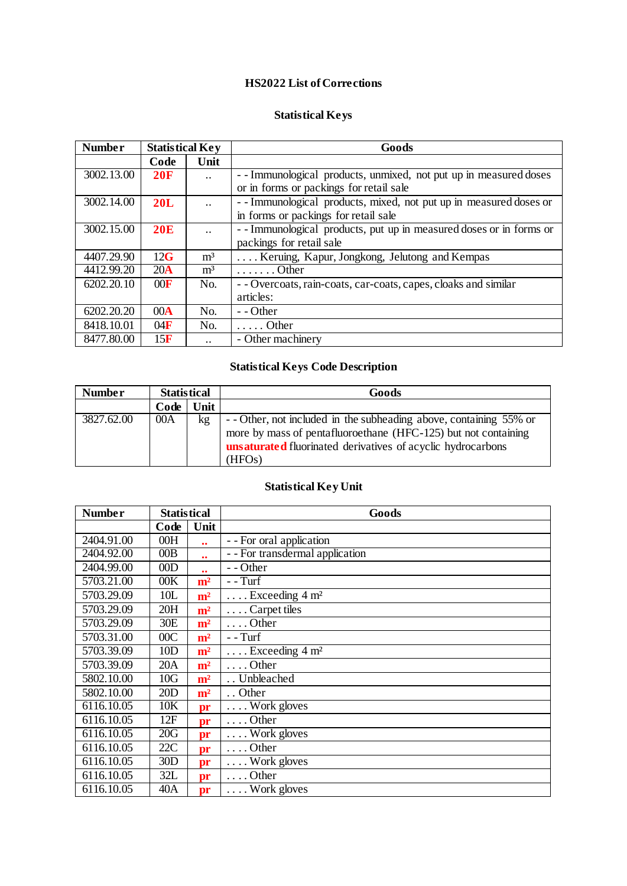# HS2022 List of Corrections

## Statistical Keys

| Number | Statistical Key | | Goods |
|---|---|---|---|
| | Code | Unit | |
| 3002.13.00 | **20F** | .. | - - Immunological products, unmixed, not put up in measured doses or in forms or packings for retail sale |
| 3002.14.00 | **20L** | .. | - - Immunological products, mixed, not put up in measured doses or in forms or packings for retail sale |
| 3002.15.00 | **20E** | .. | - - Immunological products, put up in measured doses or in forms or packings for retail sale |
| 4407.29.90 | 12**G** | m³ | . . . . Keruing, Kapur, Jongkong, Jelutong and Kempas |
| 4412.99.20 | 20**A** | m³ | . . . . . . . Other |
| 6202.20.10 | 00**F** | No. | - - Overcoats, rain-coats, car-coats, capes, cloaks and similar articles: |
| 6202.20.20 | 00**A** | No. | - - Other |
| 8418.10.01 | 04**F** | No. | . . . . . Other |
| 8477.80.00 | 15**F** | .. | - Other machinery |

## Statistical Keys Code Description

| Number | Statistical | | Goods |
|---|---|---|---|
| | Code | Unit | |
| 3827.62.00 | 00A | kg | - - Other, not included in the subheading above, containing 55% or more by mass of pentafluoroethane (HFC-125) but not containing **unsaturated** fluorinated derivatives of acyclic hydrocarbons (HFOs) |

## Statistical Key Unit

| Number | Statistical | | Goods |
|---|---|---|---|
| | Code | Unit | |
| 2404.91.00 | 00H | **..** | - - For oral application |
| 2404.92.00 | 00B | **..** | - - For transdermal application |
| 2404.99.00 | 00D | **..** | - - Other |
| 5703.21.00 | 00K | **m²** | - - Turf |
| 5703.29.09 | 10L | **m²** | . . . . Exceeding 4 m² |
| 5703.29.09 | 20H | **m²** | . . . . Carpet tiles |
| 5703.29.09 | 30E | **m²** | . . . . Other |
| 5703.31.00 | 00C | **m²** | - - Turf |
| 5703.39.09 | 10D | **m²** | . . . . Exceeding 4 m² |
| 5703.39.09 | 20A | **m²** | . . . . Other |
| 5802.10.00 | 10G | **m²** | . . Unbleached |
| 5802.10.00 | 20D | **m²** | . . Other |
| 6116.10.05 | 10K | **pr** | . . . . Work gloves |
| 6116.10.05 | 12F | **pr** | . . . . Other |
| 6116.10.05 | 20G | **pr** | . . . . Work gloves |
| 6116.10.05 | 22C | **pr** | . . . . Other |
| 6116.10.05 | 30D | **pr** | . . . . Work gloves |
| 6116.10.05 | 32L | **pr** | . . . . Other |
| 6116.10.05 | 40A | **pr** | . . . . Work gloves |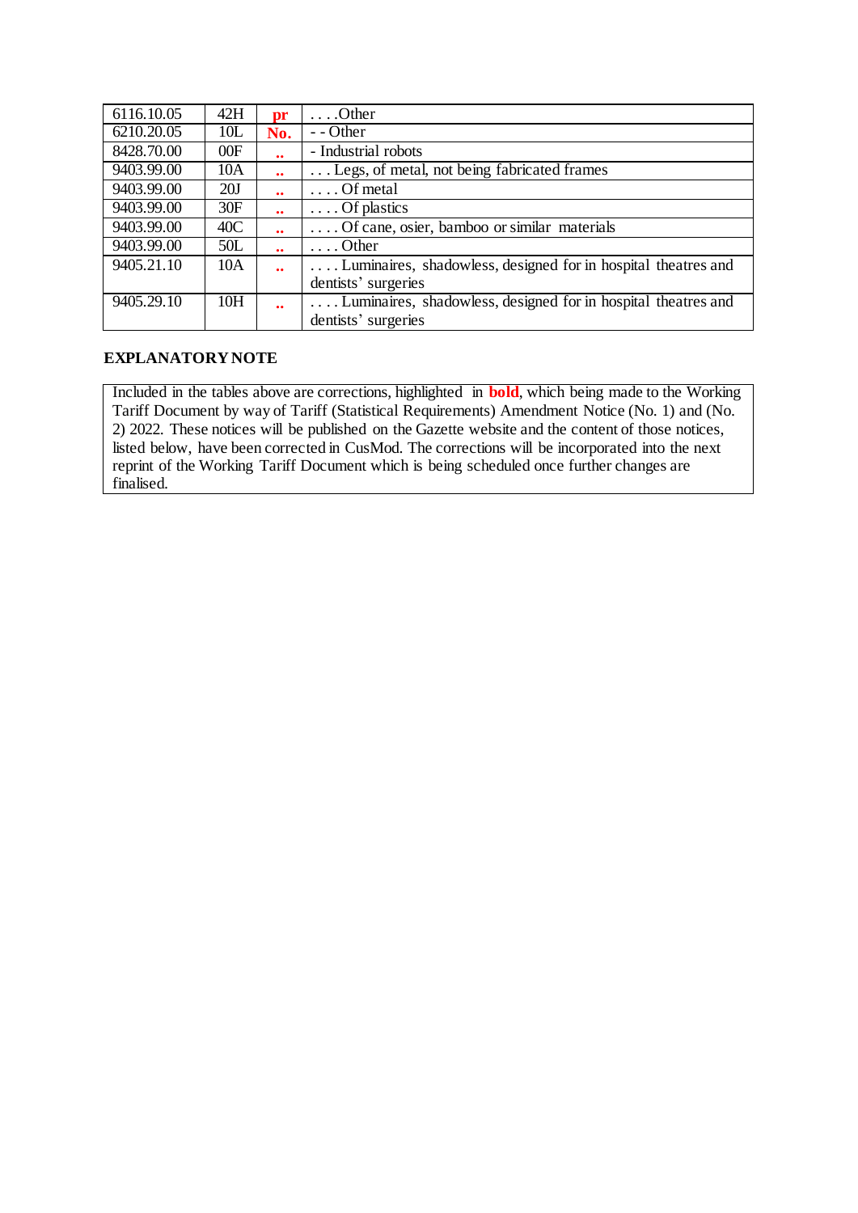| | | | |
|---|---|---|---|
| 6116.10.05 | 42H | **pr** | . . . .Other |
| 6210.20.05 | 10L | **No.** | - - Other |
| 8428.70.00 | 00F | **..** | - Industrial robots |
| 9403.99.00 | 10A | **..** | . . . Legs, of metal, not being fabricated frames |
| 9403.99.00 | 20J | **..** | . . . . Of metal |
| 9403.99.00 | 30F | **..** | . . . . Of plastics |
| 9403.99.00 | 40C | **..** | . . . . Of cane, osier, bamboo or similar materials |
| 9403.99.00 | 50L | **..** | . . . . Other |
| 9405.21.10 | 10A | **..** | . . . . Luminaires, shadowless, designed for in hospital theatres and dentists' surgeries |
| 9405.29.10 | 10H | **..** | . . . . Luminaires, shadowless, designed for in hospital theatres and dentists' surgeries |

**EXPLANATORY NOTE**

Included in the tables above are corrections, highlighted in **bold**, which being made to the Working Tariff Document by way of Tariff (Statistical Requirements) Amendment Notice (No. 1) and (No. 2) 2022. These notices will be published on the Gazette website and the content of those notices, listed below, have been corrected in CusMod. The corrections will be incorporated into the next reprint of the Working Tariff Document which is being scheduled once further changes are finalised.